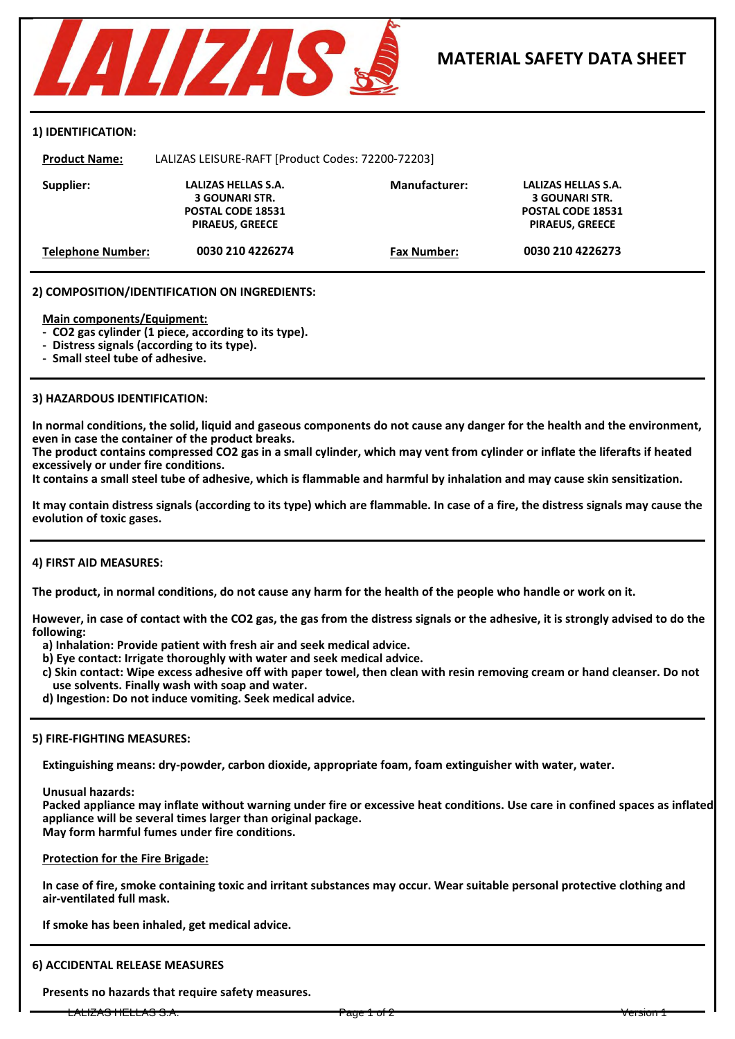# MATERIAL SAFETY DATA SHEET

## 1) IDENTIFICATION:

**Product Name:** LALIZAS LEISURE-RAFT [Product Codes: 72200-72203]

| **Supplier:** | **LALIZAS HELLAS S.A.<br>3 GOUNARI STR.<br>POSTAL CODE 18531<br>PIRAEUS, GREECE** | **Manufacturer:** | **LALIZAS HELLAS S.A.<br>3 GOUNARI STR.<br>POSTAL CODE 18531<br>PIRAEUS, GREECE** |
|---|---|---|---|
| **Telephone Number:** | **0030 210 4226274** | **Fax Number:** | **0030 210 4226273** |

## 2) COMPOSITION/IDENTIFICATION ON INGREDIENTS:

**Main components/Equipment:**

- **$CO_2$ gas cylinder (1 piece, according to its type).**
- **Distress signals (according to its type).**
- **Small steel tube of adhesive.**

## 3) HAZARDOUS IDENTIFICATION:

**In normal conditions, the solid, liquid and gaseous components do not cause any danger for the health and the environment, even in case the container of the product breaks.**
**The product contains compressed $CO_2$ gas in a small cylinder, which may vent from cylinder or inflate the liferafts if heated excessively or under fire conditions.**
**It contains a small steel tube of adhesive, which is flammable and harmful by inhalation and may cause skin sensitization.**

**It may contain distress signals (according to its type) which are flammable. In case of a fire, the distress signals may cause the evolution of toxic gases.**

## 4) FIRST AID MEASURES:

**The product, in normal conditions, do not cause any harm for the health of the people who handle or work on it.**

**However, in case of contact with the $CO_2$ gas, the gas from the distress signals or the adhesive, it is strongly advised to do the following:**

a) **Inhalation: Provide patient with fresh air and seek medical advice.**
b) **Eye contact: Irrigate thoroughly with water and seek medical advice.**
c) **Skin contact: Wipe excess adhesive off with paper towel, then clean with resin removing cream or hand cleanser. Do not use solvents. Finally wash with soap and water.**
d) **Ingestion: Do not induce vomiting. Seek medical advice.**

## 5) FIRE-FIGHTING MEASURES:

**Extinguishing means: dry-powder, carbon dioxide, appropriate foam, foam extinguisher with water, water.**

**Unusual hazards:**
**Packed appliance may inflate without warning under fire or excessive heat conditions. Use care in confined spaces as inflated appliance will be several times larger than original package.**
**May form harmful fumes under fire conditions.**

**Protection for the Fire Brigade:**

**In case of fire, smoke containing toxic and irritant substances may occur. Wear suitable personal protective clothing and air-ventilated full mask.**

**If smoke has been inhaled, get medical advice.**

## 6) ACCIDENTAL RELEASE MEASURES

**Presents no hazards that require safety measures.**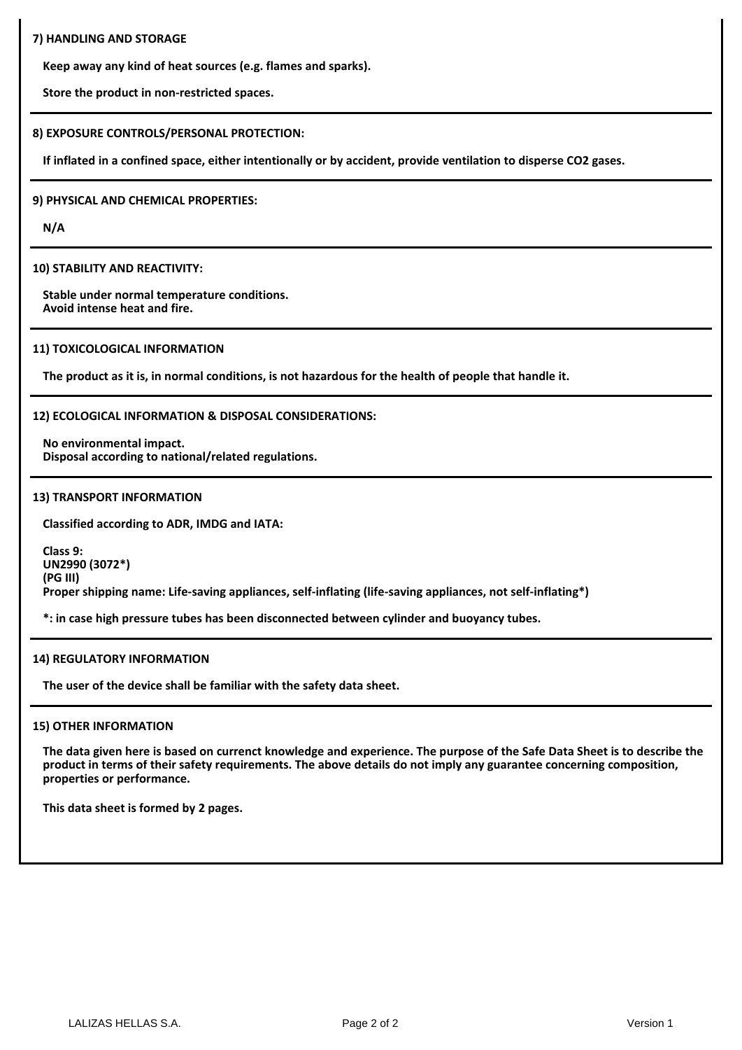## 7) HANDLING AND STORAGE

**Keep away any kind of heat sources (e.g. flames and sparks).**

**Store the product in non-restricted spaces.**

## 8) EXPOSURE CONTROLS/PERSONAL PROTECTION:

**If inflated in a confined space, either intentionally or by accident, provide ventilation to disperse $CO_2$ gases.**

## 9) PHYSICAL AND CHEMICAL PROPERTIES:

**N/A**

## 10) STABILITY AND REACTIVITY:

**Stable under normal temperature conditions.**
**Avoid intense heat and fire.**

## 11) TOXICOLOGICAL INFORMATION

**The product as it is, in normal conditions, is not hazardous for the health of people that handle it.**

## 12) ECOLOGICAL INFORMATION & DISPOSAL CONSIDERATIONS:

**No environmental impact.**
**Disposal according to national/related regulations.**

## 13) TRANSPORT INFORMATION

**Classified according to ADR, IMDG and IATA:**

**Class 9:**
**UN2990 (3072*)**
**(PG III)**
**Proper shipping name: Life-saving appliances, self-inflating (life-saving appliances, not self-inflating*)**

**\*: in case high pressure tubes has been disconnected between cylinder and buoyancy tubes.**

## 14) REGULATORY INFORMATION

**The user of the device shall be familiar with the safety data sheet.**

## 15) OTHER INFORMATION

**The data given here is based on currenct knowledge and experience. The purpose of the Safe Data Sheet is to describe the product in terms of their safety requirements. The above details do not imply any guarantee concerning composition, properties or performance.**

**This data sheet is formed by 2 pages.**